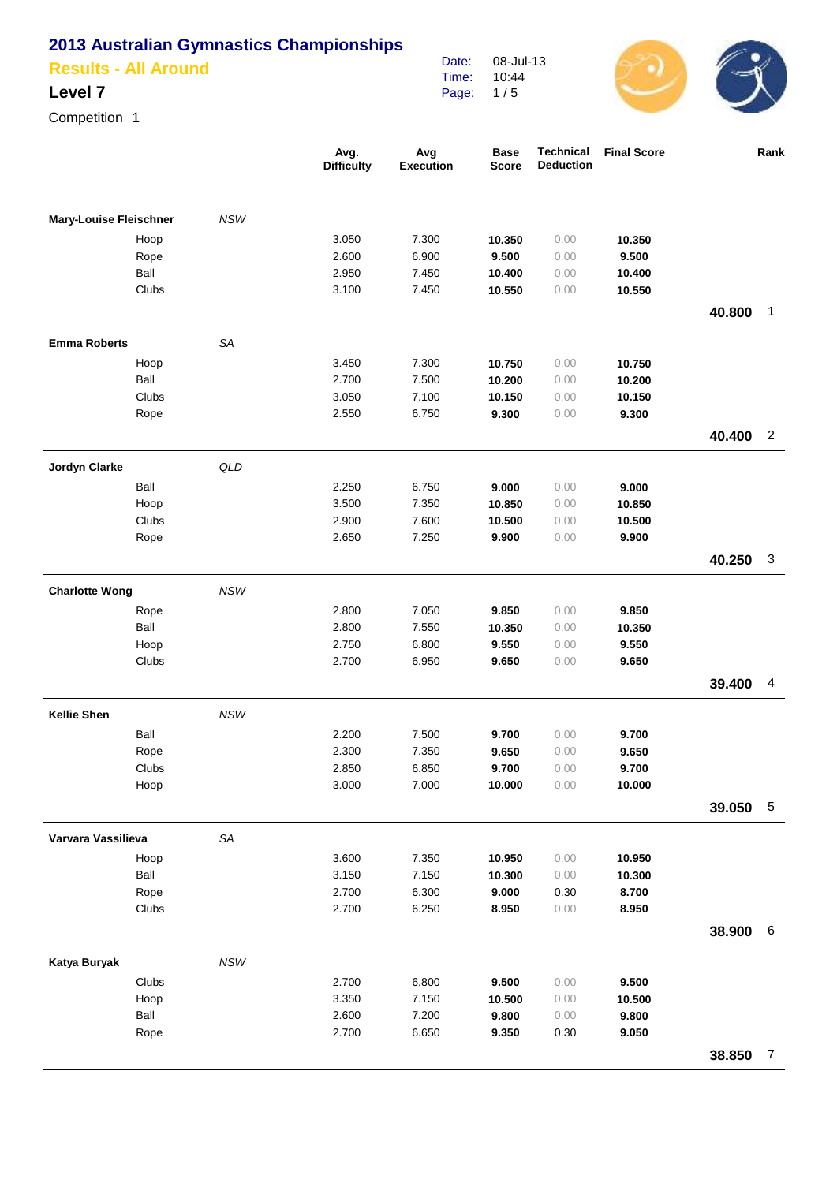# 2013 Australian Gymnastics Championships

## Results - All Around

### Level 7

Competition 1

Date: 08-Jul-13
Time: 10:44

| | | Avg. Difficulty | Avg Execution | Base Score | Technical Deduction | Final Score | | Rank |
|---|---|---|---|---|---|---|---|---|
| **Mary-Louise Fleischner** | *NSW* | | | | | | | |
| Hoop | | 3.050 | 7.300 | **10.350** | 0.00 | **10.350** | | |
| Rope | | 2.600 | 6.900 | **9.500** | 0.00 | **9.500** | | |
| Ball | | 2.950 | 7.450 | **10.400** | 0.00 | **10.400** | | |
| Clubs | | 3.100 | 7.450 | **10.550** | 0.00 | **10.550** | | |
| | | | | | | | **40.800** | 1 |
| **Emma Roberts** | *SA* | | | | | | | |
| Hoop | | 3.450 | 7.300 | **10.750** | 0.00 | **10.750** | | |
| Ball | | 2.700 | 7.500 | **10.200** | 0.00 | **10.200** | | |
| Clubs | | 3.050 | 7.100 | **10.150** | 0.00 | **10.150** | | |
| Rope | | 2.550 | 6.750 | **9.300** | 0.00 | **9.300** | | |
| | | | | | | | **40.400** | 2 |
| **Jordyn Clarke** | *QLD* | | | | | | | |
| Ball | | 2.250 | 6.750 | **9.000** | 0.00 | **9.000** | | |
| Hoop | | 3.500 | 7.350 | **10.850** | 0.00 | **10.850** | | |
| Clubs | | 2.900 | 7.600 | **10.500** | 0.00 | **10.500** | | |
| Rope | | 2.650 | 7.250 | **9.900** | 0.00 | **9.900** | | |
| | | | | | | | **40.250** | 3 |
| **Charlotte Wong** | *NSW* | | | | | | | |
| Rope | | 2.800 | 7.050 | **9.850** | 0.00 | **9.850** | | |
| Ball | | 2.800 | 7.550 | **10.350** | 0.00 | **10.350** | | |
| Hoop | | 2.750 | 6.800 | **9.550** | 0.00 | **9.550** | | |
| Clubs | | 2.700 | 6.950 | **9.650** | 0.00 | **9.650** | | |
| | | | | | | | **39.400** | 4 |
| **Kellie Shen** | *NSW* | | | | | | | |
| Ball | | 2.200 | 7.500 | **9.700** | 0.00 | **9.700** | | |
| Rope | | 2.300 | 7.350 | **9.650** | 0.00 | **9.650** | | |
| Clubs | | 2.850 | 6.850 | **9.700** | 0.00 | **9.700** | | |
| Hoop | | 3.000 | 7.000 | **10.000** | 0.00 | **10.000** | | |
| | | | | | | | **39.050** | 5 |
| **Varvara Vassilieva** | *SA* | | | | | | | |
| Hoop | | 3.600 | 7.350 | **10.950** | 0.00 | **10.950** | | |
| Ball | | 3.150 | 7.150 | **10.300** | 0.00 | **10.300** | | |
| Rope | | 2.700 | 6.300 | **9.000** | 0.30 | **8.700** | | |
| Clubs | | 2.700 | 6.250 | **8.950** | 0.00 | **8.950** | | |
| | | | | | | | **38.900** | 6 |
| **Katya Buryak** | *NSW* | | | | | | | |
| Clubs | | 2.700 | 6.800 | **9.500** | 0.00 | **9.500** | | |
| Hoop | | 3.350 | 7.150 | **10.500** | 0.00 | **10.500** | | |
| Ball | | 2.600 | 7.200 | **9.800** | 0.00 | **9.800** | | |
| Rope | | 2.700 | 6.650 | **9.350** | 0.30 | **9.050** | | |
| | | | | | | | **38.850** | 7 |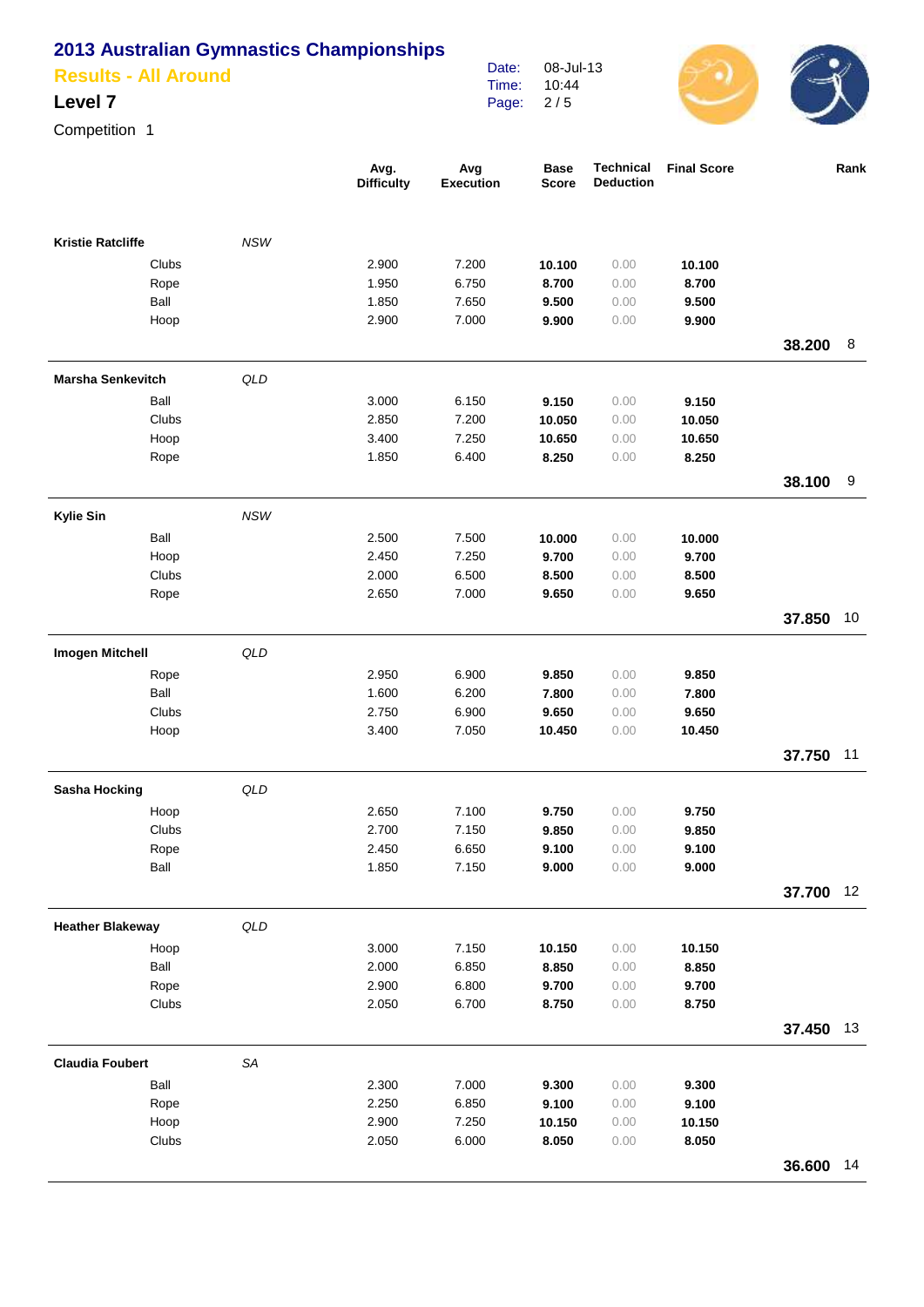# 2013 Australian Gymnastics Championships

## Results - All Around

### Level 7

Competition 1

Date: 08-Jul-13
Time: 10:44

| Name | State | Apparatus | Avg. Difficulty | Avg Execution | Base Score | Technical Deduction | Final Score | Total | Rank |
|---|---|---|---|---|---|---|---|---|---|
| **Kristie Ratcliffe** | *NSW* | | | | | | | | |
| | | Clubs | 2.900 | 7.200 | **10.100** | 0.00 | **10.100** | | |
| | | Rope | 1.950 | 6.750 | **8.700** | 0.00 | **8.700** | | |
| | | Ball | 1.850 | 7.650 | **9.500** | 0.00 | **9.500** | | |
| | | Hoop | 2.900 | 7.000 | **9.900** | 0.00 | **9.900** | | |
| | | | | | | | | **38.200** | 8 |
| **Marsha Senkevitch** | *QLD* | | | | | | | | |
| | | Ball | 3.000 | 6.150 | **9.150** | 0.00 | **9.150** | | |
| | | Clubs | 2.850 | 7.200 | **10.050** | 0.00 | **10.050** | | |
| | | Hoop | 3.400 | 7.250 | **10.650** | 0.00 | **10.650** | | |
| | | Rope | 1.850 | 6.400 | **8.250** | 0.00 | **8.250** | | |
| | | | | | | | | **38.100** | 9 |
| **Kylie Sin** | *NSW* | | | | | | | | |
| | | Ball | 2.500 | 7.500 | **10.000** | 0.00 | **10.000** | | |
| | | Hoop | 2.450 | 7.250 | **9.700** | 0.00 | **9.700** | | |
| | | Clubs | 2.000 | 6.500 | **8.500** | 0.00 | **8.500** | | |
| | | Rope | 2.650 | 7.000 | **9.650** | 0.00 | **9.650** | | |
| | | | | | | | | **37.850** | 10 |
| **Imogen Mitchell** | *QLD* | | | | | | | | |
| | | Rope | 2.950 | 6.900 | **9.850** | 0.00 | **9.850** | | |
| | | Ball | 1.600 | 6.200 | **7.800** | 0.00 | **7.800** | | |
| | | Clubs | 2.750 | 6.900 | **9.650** | 0.00 | **9.650** | | |
| | | Hoop | 3.400 | 7.050 | **10.450** | 0.00 | **10.450** | | |
| | | | | | | | | **37.750** | 11 |
| **Sasha Hocking** | *QLD* | | | | | | | | |
| | | Hoop | 2.650 | 7.100 | **9.750** | 0.00 | **9.750** | | |
| | | Clubs | 2.700 | 7.150 | **9.850** | 0.00 | **9.850** | | |
| | | Rope | 2.450 | 6.650 | **9.100** | 0.00 | **9.100** | | |
| | | Ball | 1.850 | 7.150 | **9.000** | 0.00 | **9.000** | | |
| | | | | | | | | **37.700** | 12 |
| **Heather Blakeway** | *QLD* | | | | | | | | |
| | | Hoop | 3.000 | 7.150 | **10.150** | 0.00 | **10.150** | | |
| | | Ball | 2.000 | 6.850 | **8.850** | 0.00 | **8.850** | | |
| | | Rope | 2.900 | 6.800 | **9.700** | 0.00 | **9.700** | | |
| | | Clubs | 2.050 | 6.700 | **8.750** | 0.00 | **8.750** | | |
| | | | | | | | | **37.450** | 13 |
| **Claudia Foubert** | *SA* | | | | | | | | |
| | | Ball | 2.300 | 7.000 | **9.300** | 0.00 | **9.300** | | |
| | | Rope | 2.250 | 6.850 | **9.100** | 0.00 | **9.100** | | |
| | | Hoop | 2.900 | 7.250 | **10.150** | 0.00 | **10.150** | | |
| | | Clubs | 2.050 | 6.000 | **8.050** | 0.00 | **8.050** | | |
| | | | | | | | | **36.600** | 14 |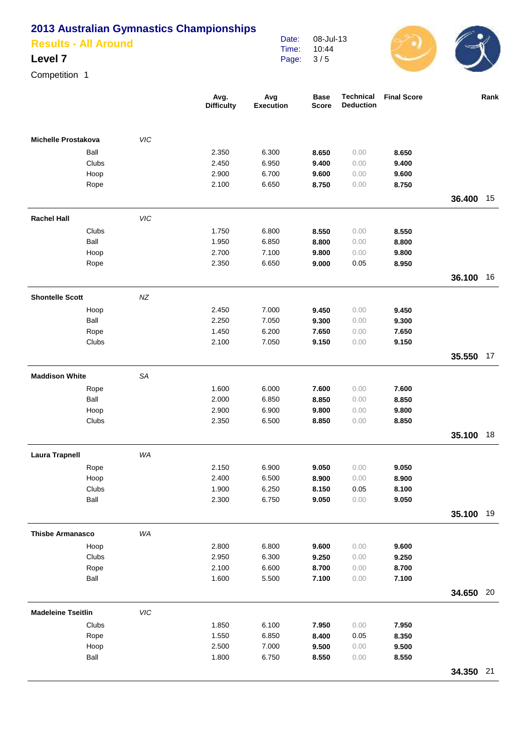# 2013 Australian Gymnastics Championships

## Results - All Around

### Level 7

Competition 1

Date: 08-Jul-13
Time: 10:44

| Name | State | Apparatus | Avg. Difficulty | Avg Execution | Base Score | Technical Deduction | Final Score | Total | Rank |
|---|---|---|---|---|---|---|---|---|---|
| **Michelle Prostakova** | *VIC* | | | | | | | | |
| | | Ball | 2.350 | 6.300 | **8.650** | 0.00 | **8.650** | | |
| | | Clubs | 2.450 | 6.950 | **9.400** | 0.00 | **9.400** | | |
| | | Hoop | 2.900 | 6.700 | **9.600** | 0.00 | **9.600** | | |
| | | Rope | 2.100 | 6.650 | **8.750** | 0.00 | **8.750** | | |
| | | | | | | | | **36.400** | 15 |
| **Rachel Hall** | *VIC* | | | | | | | | |
| | | Clubs | 1.750 | 6.800 | **8.550** | 0.00 | **8.550** | | |
| | | Ball | 1.950 | 6.850 | **8.800** | 0.00 | **8.800** | | |
| | | Hoop | 2.700 | 7.100 | **9.800** | 0.00 | **9.800** | | |
| | | Rope | 2.350 | 6.650 | **9.000** | 0.05 | **8.950** | | |
| | | | | | | | | **36.100** | 16 |
| **Shontelle Scott** | *NZ* | | | | | | | | |
| | | Hoop | 2.450 | 7.000 | **9.450** | 0.00 | **9.450** | | |
| | | Ball | 2.250 | 7.050 | **9.300** | 0.00 | **9.300** | | |
| | | Rope | 1.450 | 6.200 | **7.650** | 0.00 | **7.650** | | |
| | | Clubs | 2.100 | 7.050 | **9.150** | 0.00 | **9.150** | | |
| | | | | | | | | **35.550** | 17 |
| **Maddison White** | *SA* | | | | | | | | |
| | | Rope | 1.600 | 6.000 | **7.600** | 0.00 | **7.600** | | |
| | | Ball | 2.000 | 6.850 | **8.850** | 0.00 | **8.850** | | |
| | | Hoop | 2.900 | 6.900 | **9.800** | 0.00 | **9.800** | | |
| | | Clubs | 2.350 | 6.500 | **8.850** | 0.00 | **8.850** | | |
| | | | | | | | | **35.100** | 18 |
| **Laura Trapnell** | *WA* | | | | | | | | |
| | | Rope | 2.150 | 6.900 | **9.050** | 0.00 | **9.050** | | |
| | | Hoop | 2.400 | 6.500 | **8.900** | 0.00 | **8.900** | | |
| | | Clubs | 1.900 | 6.250 | **8.150** | 0.05 | **8.100** | | |
| | | Ball | 2.300 | 6.750 | **9.050** | 0.00 | **9.050** | | |
| | | | | | | | | **35.100** | 19 |
| **Thisbe Armanasco** | *WA* | | | | | | | | |
| | | Hoop | 2.800 | 6.800 | **9.600** | 0.00 | **9.600** | | |
| | | Clubs | 2.950 | 6.300 | **9.250** | 0.00 | **9.250** | | |
| | | Rope | 2.100 | 6.600 | **8.700** | 0.00 | **8.700** | | |
| | | Ball | 1.600 | 5.500 | **7.100** | 0.00 | **7.100** | | |
| | | | | | | | | **34.650** | 20 |
| **Madeleine Tseitlin** | *VIC* | | | | | | | | |
| | | Clubs | 1.850 | 6.100 | **7.950** | 0.00 | **7.950** | | |
| | | Rope | 1.550 | 6.850 | **8.400** | 0.05 | **8.350** | | |
| | | Hoop | 2.500 | 7.000 | **9.500** | 0.00 | **9.500** | | |
| | | Ball | 1.800 | 6.750 | **8.550** | 0.00 | **8.550** | | |
| | | | | | | | | **34.350** | 21 |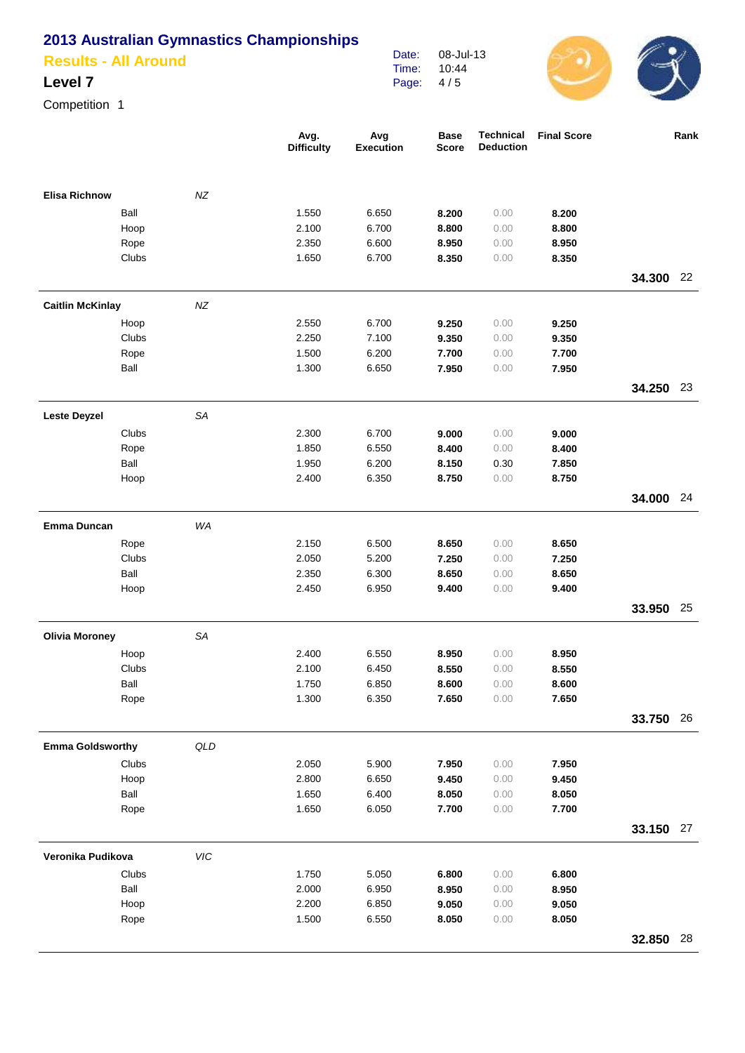# 2013 Australian Gymnastics Championships

## Results - All Around

### Level 7

Competition 1

Date: 08-Jul-13
Time: 10:44

| | | | Avg. Difficulty | Avg Execution | Base Score | Technical Deduction | Final Score | | Rank |
|---|---|---|---|---|---|---|---|---|---|
| **Elisa Richnow** | | *NZ* | | | | | | | |
| | Ball | | 1.550 | 6.650 | **8.200** | 0.00 | **8.200** | | |
| | Hoop | | 2.100 | 6.700 | **8.800** | 0.00 | **8.800** | | |
| | Rope | | 2.350 | 6.600 | **8.950** | 0.00 | **8.950** | | |
| | Clubs | | 1.650 | 6.700 | **8.350** | 0.00 | **8.350** | | |
| | | | | | | | | **34.300** | 22 |
| **Caitlin McKinlay** | | *NZ* | | | | | | | |
| | Hoop | | 2.550 | 6.700 | **9.250** | 0.00 | **9.250** | | |
| | Clubs | | 2.250 | 7.100 | **9.350** | 0.00 | **9.350** | | |
| | Rope | | 1.500 | 6.200 | **7.700** | 0.00 | **7.700** | | |
| | Ball | | 1.300 | 6.650 | **7.950** | 0.00 | **7.950** | | |
| | | | | | | | | **34.250** | 23 |
| **Leste Deyzel** | | *SA* | | | | | | | |
| | Clubs | | 2.300 | 6.700 | **9.000** | 0.00 | **9.000** | | |
| | Rope | | 1.850 | 6.550 | **8.400** | 0.00 | **8.400** | | |
| | Ball | | 1.950 | 6.200 | **8.150** | 0.30 | **7.850** | | |
| | Hoop | | 2.400 | 6.350 | **8.750** | 0.00 | **8.750** | | |
| | | | | | | | | **34.000** | 24 |
| **Emma Duncan** | | *WA* | | | | | | | |
| | Rope | | 2.150 | 6.500 | **8.650** | 0.00 | **8.650** | | |
| | Clubs | | 2.050 | 5.200 | **7.250** | 0.00 | **7.250** | | |
| | Ball | | 2.350 | 6.300 | **8.650** | 0.00 | **8.650** | | |
| | Hoop | | 2.450 | 6.950 | **9.400** | 0.00 | **9.400** | | |
| | | | | | | | | **33.950** | 25 |
| **Olivia Moroney** | | *SA* | | | | | | | |
| | Hoop | | 2.400 | 6.550 | **8.950** | 0.00 | **8.950** | | |
| | Clubs | | 2.100 | 6.450 | **8.550** | 0.00 | **8.550** | | |
| | Ball | | 1.750 | 6.850 | **8.600** | 0.00 | **8.600** | | |
| | Rope | | 1.300 | 6.350 | **7.650** | 0.00 | **7.650** | | |
| | | | | | | | | **33.750** | 26 |
| **Emma Goldsworthy** | | *QLD* | | | | | | | |
| | Clubs | | 2.050 | 5.900 | **7.950** | 0.00 | **7.950** | | |
| | Hoop | | 2.800 | 6.650 | **9.450** | 0.00 | **9.450** | | |
| | Ball | | 1.650 | 6.400 | **8.050** | 0.00 | **8.050** | | |
| | Rope | | 1.650 | 6.050 | **7.700** | 0.00 | **7.700** | | |
| | | | | | | | | **33.150** | 27 |
| **Veronika Pudikova** | | *VIC* | | | | | | | |
| | Clubs | | 1.750 | 5.050 | **6.800** | 0.00 | **6.800** | | |
| | Ball | | 2.000 | 6.950 | **8.950** | 0.00 | **8.950** | | |
| | Hoop | | 2.200 | 6.850 | **9.050** | 0.00 | **9.050** | | |
| | Rope | | 1.500 | 6.550 | **8.050** | 0.00 | **8.050** | | |
| | | | | | | | | **32.850** | 28 |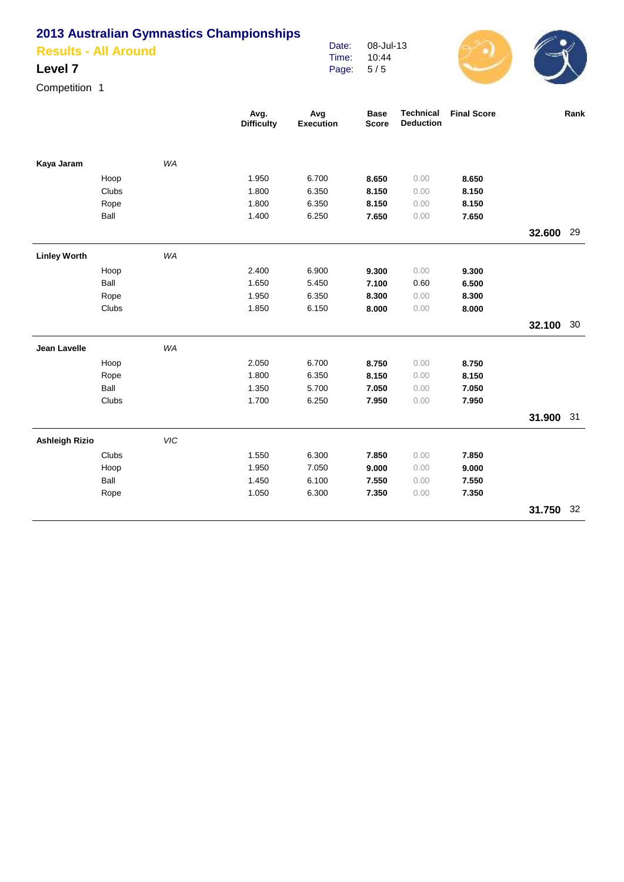# 2013 Australian Gymnastics Championships

## Results - All Around

### Level 7

Competition 1

Date: 08-Jul-13
Time: 10:44

| | | | Avg. Difficulty | Avg Execution | Base Score | Technical Deduction | Final Score | | Rank |
|---|---|---|---|---|---|---|---|---|---|
| **Kaya Jaram** | | *WA* | | | | | | | |
| | Hoop | | 1.950 | 6.700 | **8.650** | 0.00 | **8.650** | | |
| | Clubs | | 1.800 | 6.350 | **8.150** | 0.00 | **8.150** | | |
| | Rope | | 1.800 | 6.350 | **8.150** | 0.00 | **8.150** | | |
| | Ball | | 1.400 | 6.250 | **7.650** | 0.00 | **7.650** | | |
| | | | | | | | | **32.600** | 29 |
| **Linley Worth** | | *WA* | | | | | | | |
| | Hoop | | 2.400 | 6.900 | **9.300** | 0.00 | **9.300** | | |
| | Ball | | 1.650 | 5.450 | **7.100** | 0.60 | **6.500** | | |
| | Rope | | 1.950 | 6.350 | **8.300** | 0.00 | **8.300** | | |
| | Clubs | | 1.850 | 6.150 | **8.000** | 0.00 | **8.000** | | |
| | | | | | | | | **32.100** | 30 |
| **Jean Lavelle** | | *WA* | | | | | | | |
| | Hoop | | 2.050 | 6.700 | **8.750** | 0.00 | **8.750** | | |
| | Rope | | 1.800 | 6.350 | **8.150** | 0.00 | **8.150** | | |
| | Ball | | 1.350 | 5.700 | **7.050** | 0.00 | **7.050** | | |
| | Clubs | | 1.700 | 6.250 | **7.950** | 0.00 | **7.950** | | |
| | | | | | | | | **31.900** | 31 |
| **Ashleigh Rizio** | | *VIC* | | | | | | | |
| | Clubs | | 1.550 | 6.300 | **7.850** | 0.00 | **7.850** | | |
| | Hoop | | 1.950 | 7.050 | **9.000** | 0.00 | **9.000** | | |
| | Ball | | 1.450 | 6.100 | **7.550** | 0.00 | **7.550** | | |
| | Rope | | 1.050 | 6.300 | **7.350** | 0.00 | **7.350** | | |
| | | | | | | | | **31.750** | 32 |